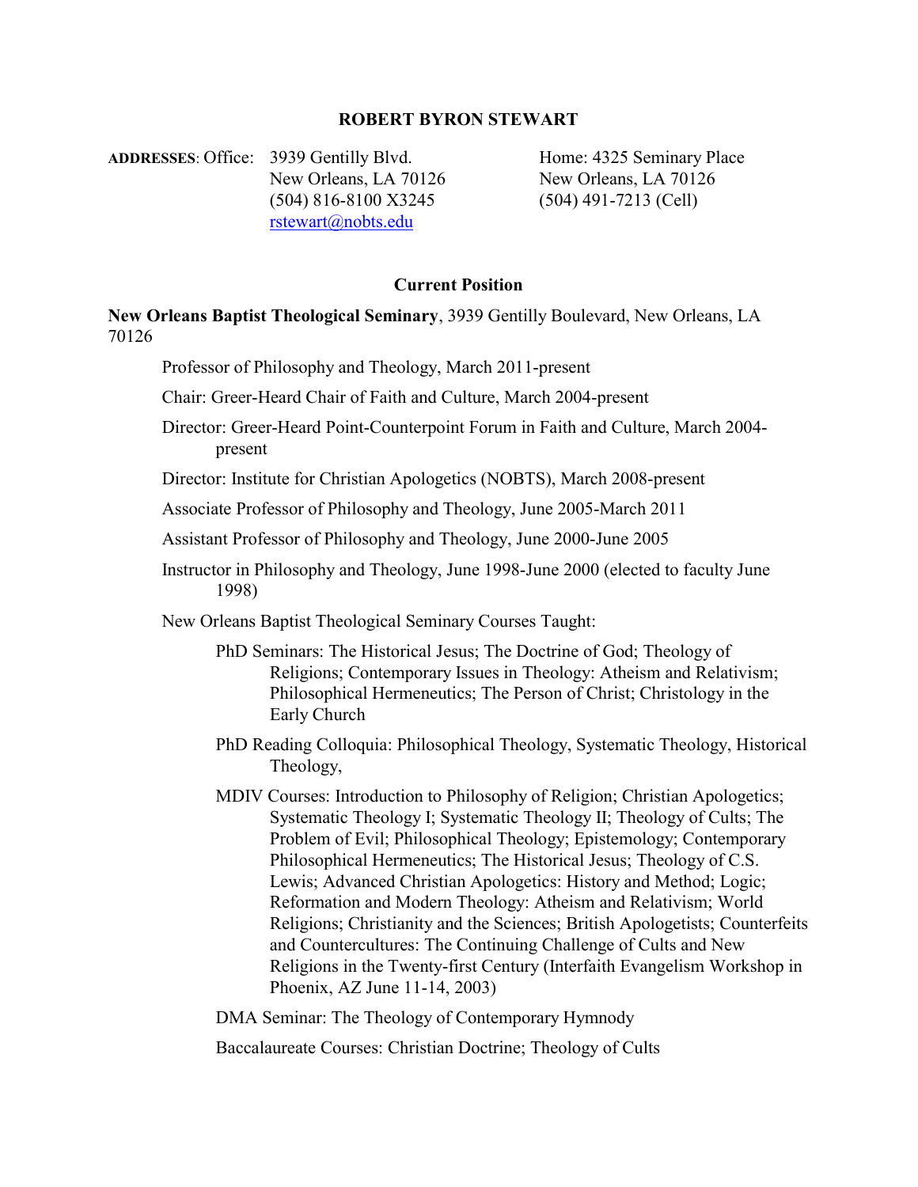# ROBERT BYRON STEWART

**ADDRESSES**: Office: 3939 Gentilly Blvd.
New Orleans, LA 70126
(504) 816-8100 X3245
rstewart@nobts.edu

Home: 4325 Seminary Place
New Orleans, LA 70126
(504) 491-7213 (Cell)

## Current Position

**New Orleans Baptist Theological Seminary**, 3939 Gentilly Boulevard, New Orleans, LA 70126

Professor of Philosophy and Theology, March 2011-present

Chair: Greer-Heard Chair of Faith and Culture, March 2004-present

Director: Greer-Heard Point-Counterpoint Forum in Faith and Culture, March 2004-present

Director: Institute for Christian Apologetics (NOBTS), March 2008-present

Associate Professor of Philosophy and Theology, June 2005-March 2011

Assistant Professor of Philosophy and Theology, June 2000-June 2005

Instructor in Philosophy and Theology, June 1998-June 2000 (elected to faculty June 1998)

New Orleans Baptist Theological Seminary Courses Taught:

PhD Seminars: The Historical Jesus; The Doctrine of God; Theology of Religions; Contemporary Issues in Theology: Atheism and Relativism; Philosophical Hermeneutics; The Person of Christ; Christology in the Early Church

PhD Reading Colloquia: Philosophical Theology, Systematic Theology, Historical Theology,

MDIV Courses: Introduction to Philosophy of Religion; Christian Apologetics; Systematic Theology I; Systematic Theology II; Theology of Cults; The Problem of Evil; Philosophical Theology; Epistemology; Contemporary Philosophical Hermeneutics; The Historical Jesus; Theology of C.S. Lewis; Advanced Christian Apologetics: History and Method; Logic; Reformation and Modern Theology: Atheism and Relativism; World Religions; Christianity and the Sciences; British Apologetists; Counterfeits and Countercultures: The Continuing Challenge of Cults and New Religions in the Twenty-first Century (Interfaith Evangelism Workshop in Phoenix, AZ June 11-14, 2003)

DMA Seminar: The Theology of Contemporary Hymnody

Baccalaureate Courses: Christian Doctrine; Theology of Cults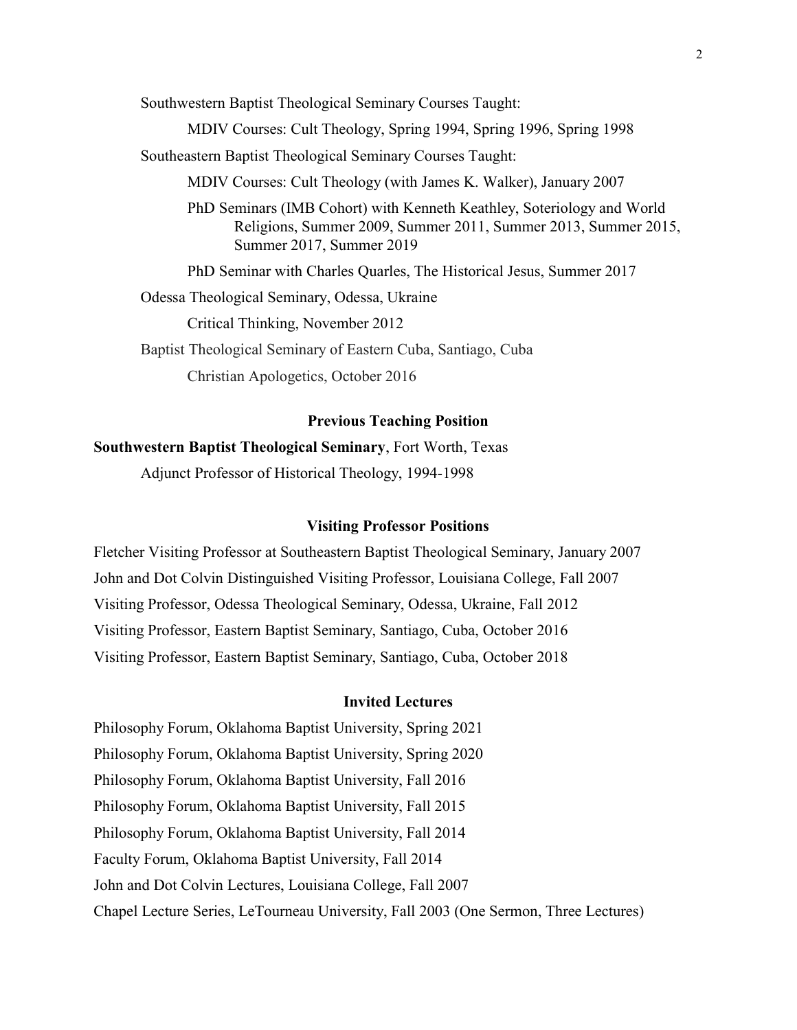Southwestern Baptist Theological Seminary Courses Taught:

MDIV Courses: Cult Theology, Spring 1994, Spring 1996, Spring 1998

Southeastern Baptist Theological Seminary Courses Taught:

MDIV Courses: Cult Theology (with James K. Walker), January 2007

PhD Seminars (IMB Cohort) with Kenneth Keathley, Soteriology and World Religions, Summer 2009, Summer 2011, Summer 2013, Summer 2015, Summer 2017, Summer 2019

PhD Seminar with Charles Quarles, The Historical Jesus, Summer 2017

Odessa Theological Seminary, Odessa, Ukraine

Critical Thinking, November 2012

Baptist Theological Seminary of Eastern Cuba, Santiago, Cuba

Christian Apologetics, October 2016

## Previous Teaching Position

**Southwestern Baptist Theological Seminary**, Fort Worth, Texas

Adjunct Professor of Historical Theology, 1994-1998

## Visiting Professor Positions

Fletcher Visiting Professor at Southeastern Baptist Theological Seminary, January 2007

John and Dot Colvin Distinguished Visiting Professor, Louisiana College, Fall 2007

Visiting Professor, Odessa Theological Seminary, Odessa, Ukraine, Fall 2012

Visiting Professor, Eastern Baptist Seminary, Santiago, Cuba, October 2016

Visiting Professor, Eastern Baptist Seminary, Santiago, Cuba, October 2018

## Invited Lectures

Philosophy Forum, Oklahoma Baptist University, Spring 2021

Philosophy Forum, Oklahoma Baptist University, Spring 2020

Philosophy Forum, Oklahoma Baptist University, Fall 2016

Philosophy Forum, Oklahoma Baptist University, Fall 2015

Philosophy Forum, Oklahoma Baptist University, Fall 2014

Faculty Forum, Oklahoma Baptist University, Fall 2014

John and Dot Colvin Lectures, Louisiana College, Fall 2007

Chapel Lecture Series, LeTourneau University, Fall 2003 (One Sermon, Three Lectures)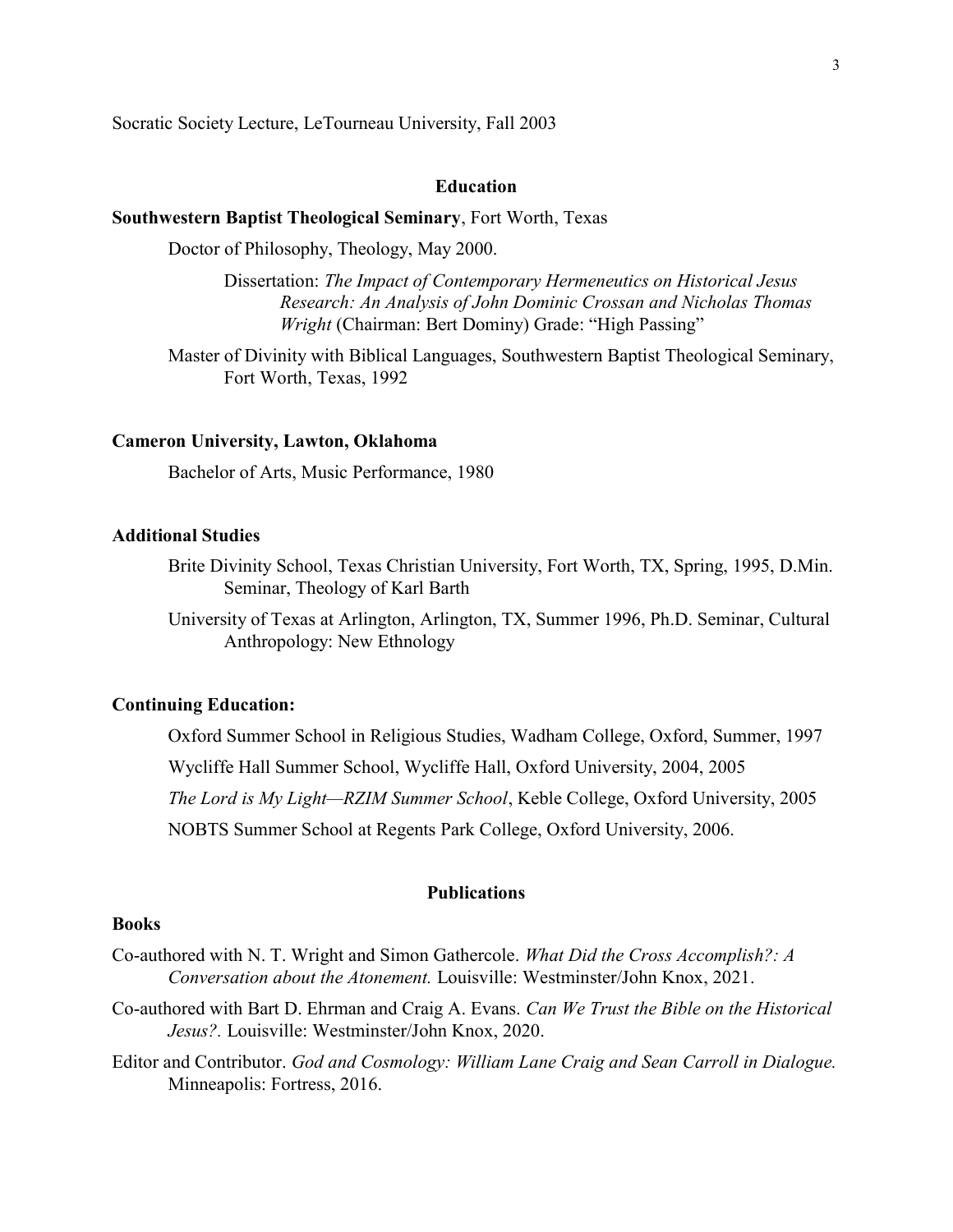Socratic Society Lecture, LeTourneau University, Fall 2003

## Education

**Southwestern Baptist Theological Seminary**, Fort Worth, Texas

Doctor of Philosophy, Theology, May 2000.

Dissertation: *The Impact of Contemporary Hermeneutics on Historical Jesus Research: An Analysis of John Dominic Crossan and Nicholas Thomas Wright* (Chairman: Bert Dominy) Grade: "High Passing"

Master of Divinity with Biblical Languages, Southwestern Baptist Theological Seminary, Fort Worth, Texas, 1992

**Cameron University, Lawton, Oklahoma**

Bachelor of Arts, Music Performance, 1980

**Additional Studies**

Brite Divinity School, Texas Christian University, Fort Worth, TX, Spring, 1995, D.Min. Seminar, Theology of Karl Barth

University of Texas at Arlington, Arlington, TX, Summer 1996, Ph.D. Seminar, Cultural Anthropology: New Ethnology

**Continuing Education:**

Oxford Summer School in Religious Studies, Wadham College, Oxford, Summer, 1997

Wycliffe Hall Summer School, Wycliffe Hall, Oxford University, 2004, 2005

*The Lord is My Light—RZIM Summer School*, Keble College, Oxford University, 2005

NOBTS Summer School at Regents Park College, Oxford University, 2006.

## Publications

**Books**

Co-authored with N. T. Wright and Simon Gathercole. *What Did the Cross Accomplish?: A Conversation about the Atonement.* Louisville: Westminster/John Knox, 2021.

Co-authored with Bart D. Ehrman and Craig A. Evans. *Can We Trust the Bible on the Historical Jesus?.* Louisville: Westminster/John Knox, 2020.

Editor and Contributor. *God and Cosmology: William Lane Craig and Sean Carroll in Dialogue.* Minneapolis: Fortress, 2016.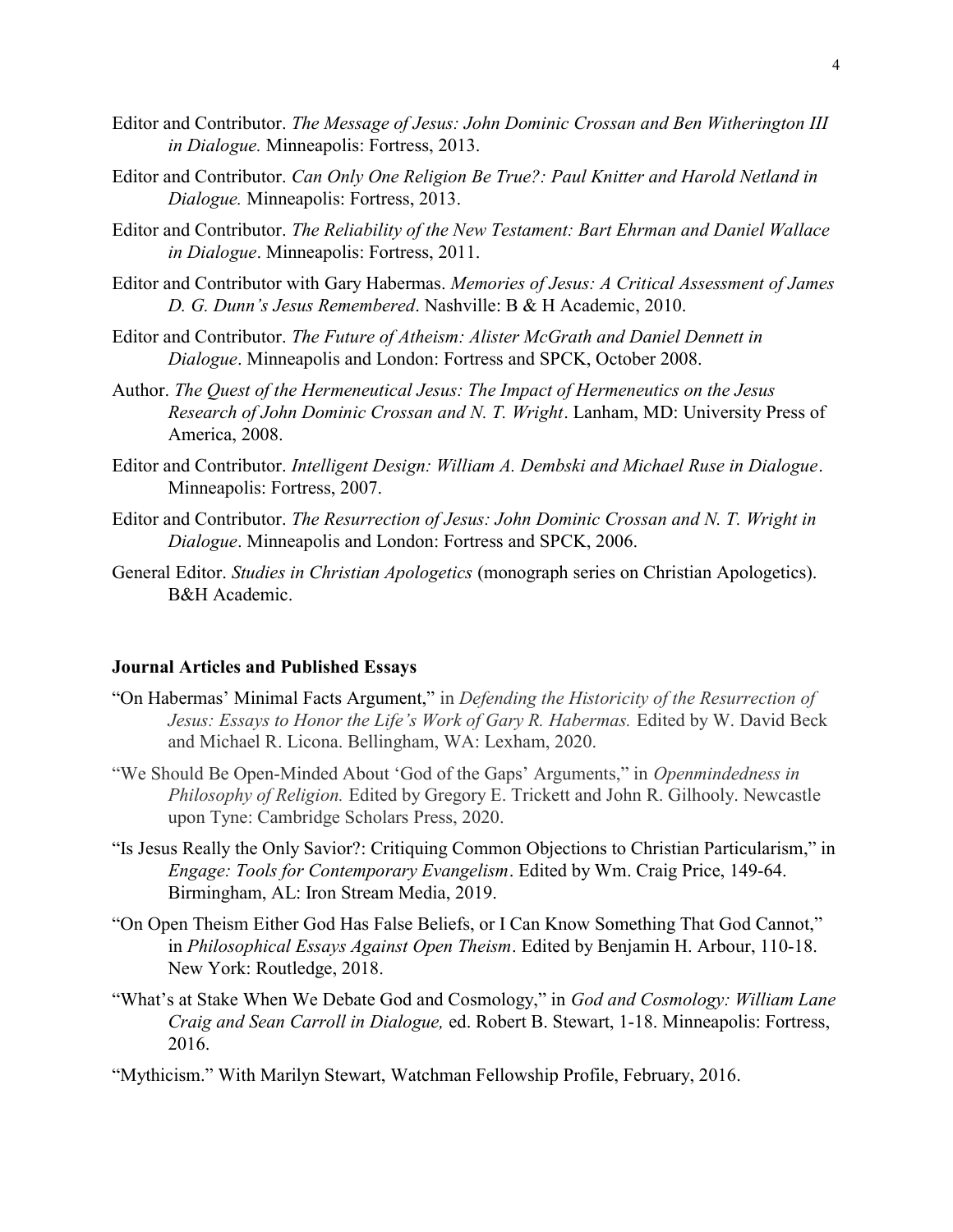Editor and Contributor. *The Message of Jesus: John Dominic Crossan and Ben Witherington III in Dialogue.* Minneapolis: Fortress, 2013.

Editor and Contributor. *Can Only One Religion Be True?: Paul Knitter and Harold Netland in Dialogue.* Minneapolis: Fortress, 2013.

Editor and Contributor. *The Reliability of the New Testament: Bart Ehrman and Daniel Wallace in Dialogue*. Minneapolis: Fortress, 2011.

Editor and Contributor with Gary Habermas. *Memories of Jesus: A Critical Assessment of James D. G. Dunn's Jesus Remembered*. Nashville: B & H Academic, 2010.

Editor and Contributor. *The Future of Atheism: Alister McGrath and Daniel Dennett in Dialogue*. Minneapolis and London: Fortress and SPCK, October 2008.

Author. *The Quest of the Hermeneutical Jesus: The Impact of Hermeneutics on the Jesus Research of John Dominic Crossan and N. T. Wright*. Lanham, MD: University Press of America, 2008.

Editor and Contributor. *Intelligent Design: William A. Dembski and Michael Ruse in Dialogue*. Minneapolis: Fortress, 2007.

Editor and Contributor. *The Resurrection of Jesus: John Dominic Crossan and N. T. Wright in Dialogue*. Minneapolis and London: Fortress and SPCK, 2006.

General Editor. *Studies in Christian Apologetics* (monograph series on Christian Apologetics). B&H Academic.

**Journal Articles and Published Essays**

"On Habermas' Minimal Facts Argument," in *Defending the Historicity of the Resurrection of Jesus: Essays to Honor the Life's Work of Gary R. Habermas.* Edited by W. David Beck and Michael R. Licona. Bellingham, WA: Lexham, 2020.

"We Should Be Open-Minded About 'God of the Gaps' Arguments," in *Openmindedness in Philosophy of Religion.* Edited by Gregory E. Trickett and John R. Gilhooly. Newcastle upon Tyne: Cambridge Scholars Press, 2020.

"Is Jesus Really the Only Savior?: Critiquing Common Objections to Christian Particularism," in *Engage: Tools for Contemporary Evangelism*. Edited by Wm. Craig Price, 149-64. Birmingham, AL: Iron Stream Media, 2019.

"On Open Theism Either God Has False Beliefs, or I Can Know Something That God Cannot," in *Philosophical Essays Against Open Theism*. Edited by Benjamin H. Arbour, 110-18. New York: Routledge, 2018.

"What's at Stake When We Debate God and Cosmology," in *God and Cosmology: William Lane Craig and Sean Carroll in Dialogue,* ed. Robert B. Stewart, 1-18. Minneapolis: Fortress, 2016.

"Mythicism." With Marilyn Stewart, Watchman Fellowship Profile, February, 2016.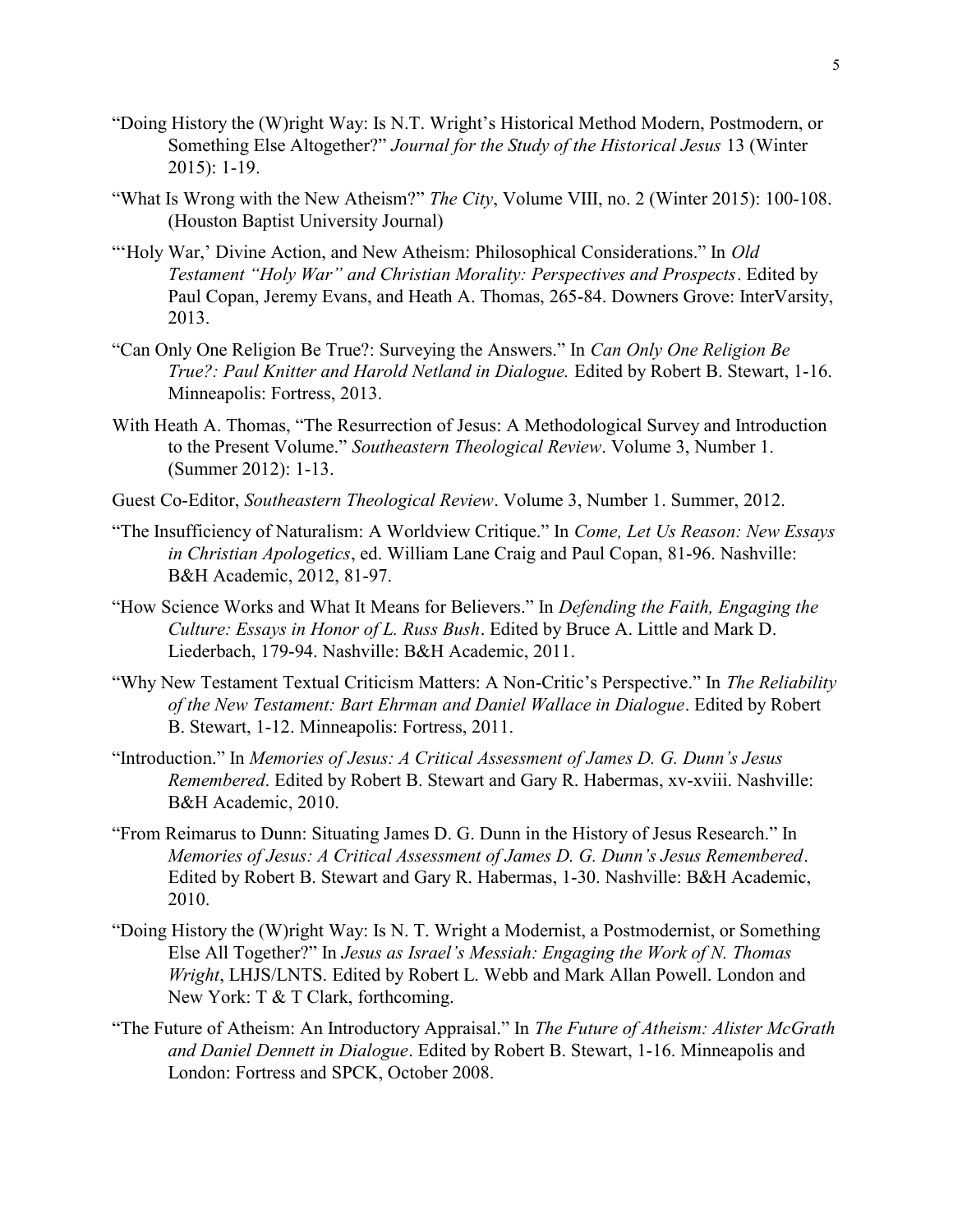"Doing History the (W)right Way: Is N.T. Wright's Historical Method Modern, Postmodern, or Something Else Altogether?" *Journal for the Study of the Historical Jesus* 13 (Winter 2015): 1-19.

"What Is Wrong with the New Atheism?" *The City*, Volume VIII, no. 2 (Winter 2015): 100-108. (Houston Baptist University Journal)

"'Holy War,' Divine Action, and New Atheism: Philosophical Considerations." In *Old Testament "Holy War" and Christian Morality: Perspectives and Prospects*. Edited by Paul Copan, Jeremy Evans, and Heath A. Thomas, 265-84. Downers Grove: InterVarsity, 2013.

"Can Only One Religion Be True?: Surveying the Answers." In *Can Only One Religion Be True?: Paul Knitter and Harold Netland in Dialogue.* Edited by Robert B. Stewart, 1-16. Minneapolis: Fortress, 2013.

With Heath A. Thomas, "The Resurrection of Jesus: A Methodological Survey and Introduction to the Present Volume." *Southeastern Theological Review*. Volume 3, Number 1. (Summer 2012): 1-13.

Guest Co-Editor, *Southeastern Theological Review*. Volume 3, Number 1. Summer, 2012.

"The Insufficiency of Naturalism: A Worldview Critique." In *Come, Let Us Reason: New Essays in Christian Apologetics*, ed. William Lane Craig and Paul Copan, 81-96. Nashville: B&H Academic, 2012, 81-97.

"How Science Works and What It Means for Believers." In *Defending the Faith, Engaging the Culture: Essays in Honor of L. Russ Bush*. Edited by Bruce A. Little and Mark D. Liederbach, 179-94. Nashville: B&H Academic, 2011.

"Why New Testament Textual Criticism Matters: A Non-Critic's Perspective." In *The Reliability of the New Testament: Bart Ehrman and Daniel Wallace in Dialogue*. Edited by Robert B. Stewart, 1-12. Minneapolis: Fortress, 2011.

"Introduction." In *Memories of Jesus: A Critical Assessment of James D. G. Dunn's Jesus Remembered*. Edited by Robert B. Stewart and Gary R. Habermas, xv-xviii. Nashville: B&H Academic, 2010.

"From Reimarus to Dunn: Situating James D. G. Dunn in the History of Jesus Research." In *Memories of Jesus: A Critical Assessment of James D. G. Dunn's Jesus Remembered*. Edited by Robert B. Stewart and Gary R. Habermas, 1-30. Nashville: B&H Academic, 2010.

"Doing History the (W)right Way: Is N. T. Wright a Modernist, a Postmodernist, or Something Else All Together?" In *Jesus as Israel's Messiah: Engaging the Work of N. Thomas Wright*, LHJS/LNTS. Edited by Robert L. Webb and Mark Allan Powell. London and New York: T & T Clark, forthcoming.

"The Future of Atheism: An Introductory Appraisal." In *The Future of Atheism: Alister McGrath and Daniel Dennett in Dialogue*. Edited by Robert B. Stewart, 1-16. Minneapolis and London: Fortress and SPCK, October 2008.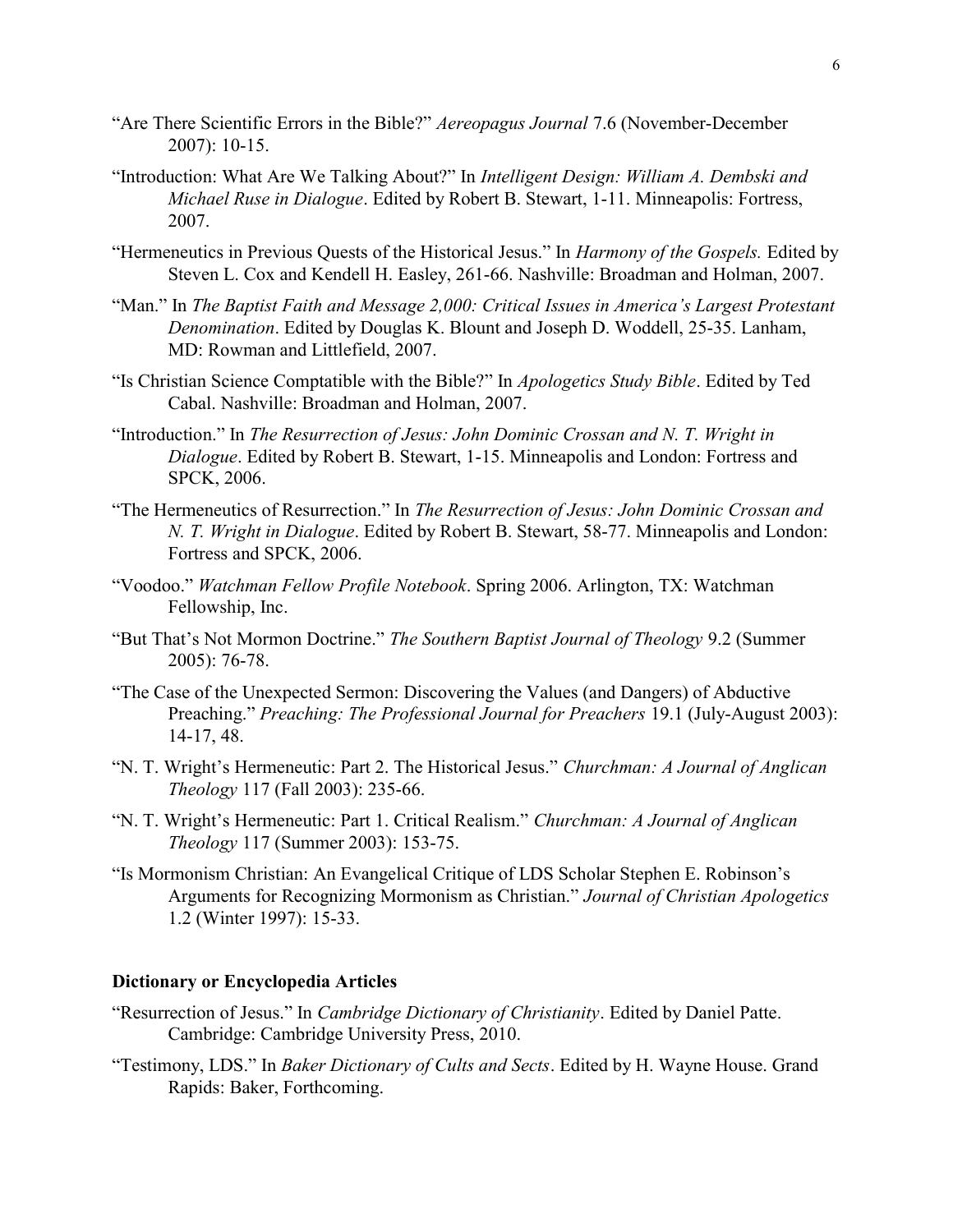"Are There Scientific Errors in the Bible?" *Aereopagus Journal* 7.6 (November-December 2007): 10-15.

"Introduction: What Are We Talking About?" In *Intelligent Design: William A. Dembski and Michael Ruse in Dialogue*. Edited by Robert B. Stewart, 1-11. Minneapolis: Fortress, 2007.

"Hermeneutics in Previous Quests of the Historical Jesus." In *Harmony of the Gospels.* Edited by Steven L. Cox and Kendell H. Easley, 261-66. Nashville: Broadman and Holman, 2007.

"Man." In *The Baptist Faith and Message 2,000: Critical Issues in America's Largest Protestant Denomination*. Edited by Douglas K. Blount and Joseph D. Woddell, 25-35. Lanham, MD: Rowman and Littlefield, 2007.

"Is Christian Science Comptatible with the Bible?" In *Apologetics Study Bible*. Edited by Ted Cabal. Nashville: Broadman and Holman, 2007.

"Introduction." In *The Resurrection of Jesus: John Dominic Crossan and N. T. Wright in Dialogue*. Edited by Robert B. Stewart, 1-15. Minneapolis and London: Fortress and SPCK, 2006.

"The Hermeneutics of Resurrection." In *The Resurrection of Jesus: John Dominic Crossan and N. T. Wright in Dialogue*. Edited by Robert B. Stewart, 58-77. Minneapolis and London: Fortress and SPCK, 2006.

"Voodoo." *Watchman Fellow Profile Notebook*. Spring 2006. Arlington, TX: Watchman Fellowship, Inc.

"But That's Not Mormon Doctrine." *The Southern Baptist Journal of Theology* 9.2 (Summer 2005): 76-78.

"The Case of the Unexpected Sermon: Discovering the Values (and Dangers) of Abductive Preaching." *Preaching: The Professional Journal for Preachers* 19.1 (July-August 2003): 14-17, 48.

"N. T. Wright's Hermeneutic: Part 2. The Historical Jesus." *Churchman: A Journal of Anglican Theology* 117 (Fall 2003): 235-66.

"N. T. Wright's Hermeneutic: Part 1. Critical Realism." *Churchman: A Journal of Anglican Theology* 117 (Summer 2003): 153-75.

"Is Mormonism Christian: An Evangelical Critique of LDS Scholar Stephen E. Robinson's Arguments for Recognizing Mormonism as Christian." *Journal of Christian Apologetics* 1.2 (Winter 1997): 15-33.

**Dictionary or Encyclopedia Articles**

"Resurrection of Jesus." In *Cambridge Dictionary of Christianity*. Edited by Daniel Patte. Cambridge: Cambridge University Press, 2010.

"Testimony, LDS." In *Baker Dictionary of Cults and Sects*. Edited by H. Wayne House. Grand Rapids: Baker, Forthcoming.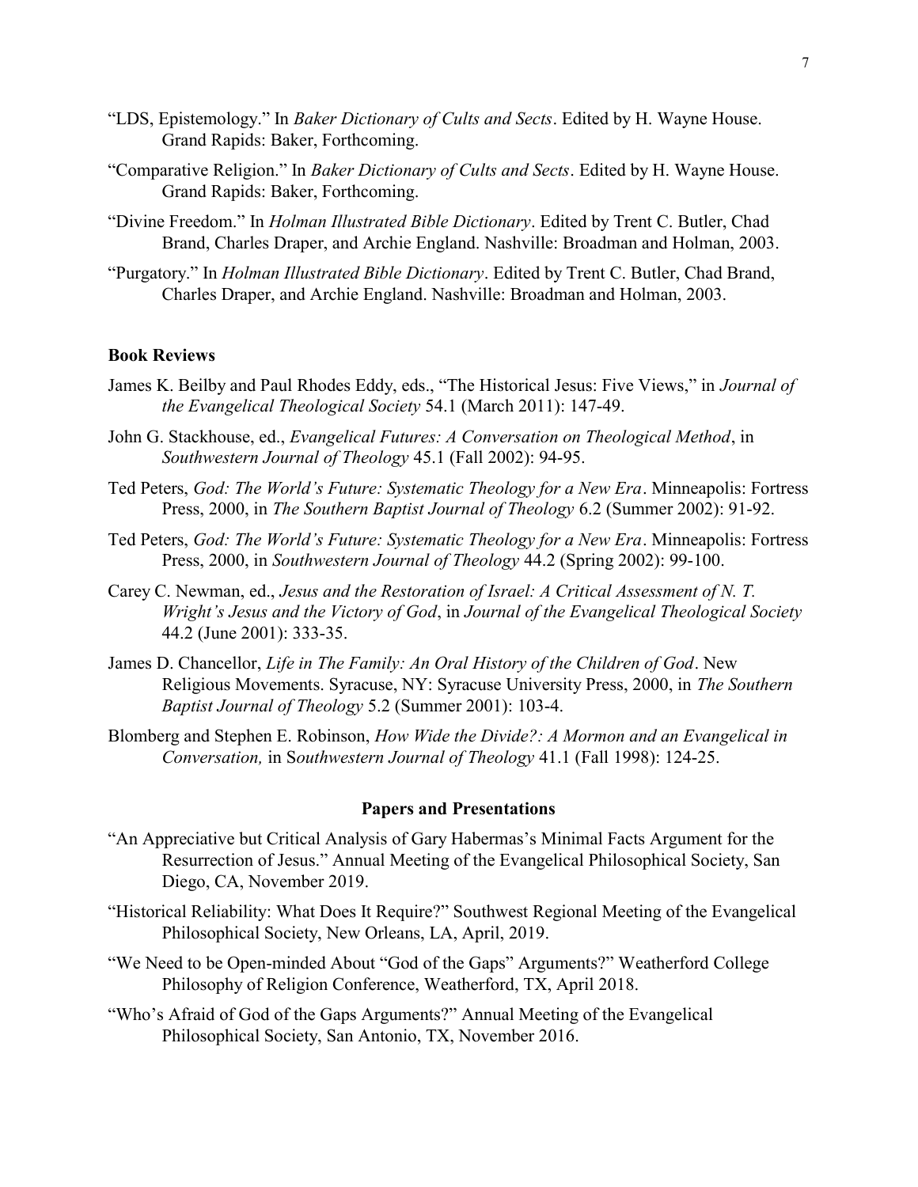"LDS, Epistemology." In *Baker Dictionary of Cults and Sects*. Edited by H. Wayne House. Grand Rapids: Baker, Forthcoming.

"Comparative Religion." In *Baker Dictionary of Cults and Sects*. Edited by H. Wayne House. Grand Rapids: Baker, Forthcoming.

"Divine Freedom." In *Holman Illustrated Bible Dictionary*. Edited by Trent C. Butler, Chad Brand, Charles Draper, and Archie England. Nashville: Broadman and Holman, 2003.

"Purgatory." In *Holman Illustrated Bible Dictionary*. Edited by Trent C. Butler, Chad Brand, Charles Draper, and Archie England. Nashville: Broadman and Holman, 2003.

**Book Reviews**

James K. Beilby and Paul Rhodes Eddy, eds., "The Historical Jesus: Five Views," in *Journal of the Evangelical Theological Society* 54.1 (March 2011): 147-49.

John G. Stackhouse, ed., *Evangelical Futures: A Conversation on Theological Method*, in *Southwestern Journal of Theology* 45.1 (Fall 2002): 94-95.

Ted Peters, *God: The World's Future: Systematic Theology for a New Era*. Minneapolis: Fortress Press, 2000, in *The Southern Baptist Journal of Theology* 6.2 (Summer 2002): 91-92.

Ted Peters, *God: The World's Future: Systematic Theology for a New Era*. Minneapolis: Fortress Press, 2000, in *Southwestern Journal of Theology* 44.2 (Spring 2002): 99-100.

Carey C. Newman, ed., *Jesus and the Restoration of Israel: A Critical Assessment of N. T. Wright's Jesus and the Victory of God*, in *Journal of the Evangelical Theological Society* 44.2 (June 2001): 333-35.

James D. Chancellor, *Life in The Family: An Oral History of the Children of God*. New Religious Movements. Syracuse, NY: Syracuse University Press, 2000, in *The Southern Baptist Journal of Theology* 5.2 (Summer 2001): 103-4.

Blomberg and Stephen E. Robinson, *How Wide the Divide?: A Mormon and an Evangelical in Conversation,* in *Southwestern Journal of Theology* 41.1 (Fall 1998): 124-25.

## Papers and Presentations

"An Appreciative but Critical Analysis of Gary Habermas's Minimal Facts Argument for the Resurrection of Jesus." Annual Meeting of the Evangelical Philosophical Society, San Diego, CA, November 2019.

"Historical Reliability: What Does It Require?" Southwest Regional Meeting of the Evangelical Philosophical Society, New Orleans, LA, April, 2019.

"We Need to be Open-minded About "God of the Gaps" Arguments?" Weatherford College Philosophy of Religion Conference, Weatherford, TX, April 2018.

"Who's Afraid of God of the Gaps Arguments?" Annual Meeting of the Evangelical Philosophical Society, San Antonio, TX, November 2016.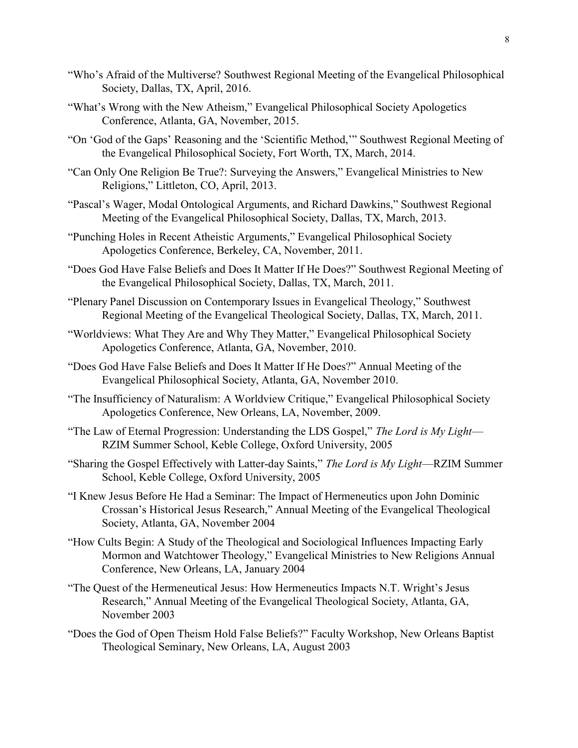“Who’s Afraid of the Multiverse? Southwest Regional Meeting of the Evangelical Philosophical Society, Dallas, TX, April, 2016.

“What’s Wrong with the New Atheism,” Evangelical Philosophical Society Apologetics Conference, Atlanta, GA, November, 2015.

“On ‘God of the Gaps’ Reasoning and the ‘Scientific Method,’” Southwest Regional Meeting of the Evangelical Philosophical Society, Fort Worth, TX, March, 2014.

“Can Only One Religion Be True?: Surveying the Answers,” Evangelical Ministries to New Religions,” Littleton, CO, April, 2013.

“Pascal’s Wager, Modal Ontological Arguments, and Richard Dawkins,” Southwest Regional Meeting of the Evangelical Philosophical Society, Dallas, TX, March, 2013.

“Punching Holes in Recent Atheistic Arguments,” Evangelical Philosophical Society Apologetics Conference, Berkeley, CA, November, 2011.

“Does God Have False Beliefs and Does It Matter If He Does?” Southwest Regional Meeting of the Evangelical Philosophical Society, Dallas, TX, March, 2011.

“Plenary Panel Discussion on Contemporary Issues in Evangelical Theology,” Southwest Regional Meeting of the Evangelical Theological Society, Dallas, TX, March, 2011.

“Worldviews: What They Are and Why They Matter,” Evangelical Philosophical Society Apologetics Conference, Atlanta, GA, November, 2010.

“Does God Have False Beliefs and Does It Matter If He Does?” Annual Meeting of the Evangelical Philosophical Society, Atlanta, GA, November 2010.

“The Insufficiency of Naturalism: A Worldview Critique,” Evangelical Philosophical Society Apologetics Conference, New Orleans, LA, November, 2009.

“The Law of Eternal Progression: Understanding the LDS Gospel,” *The Lord is My Light*—RZIM Summer School, Keble College, Oxford University, 2005

“Sharing the Gospel Effectively with Latter-day Saints,” *The Lord is My Light*—RZIM Summer School, Keble College, Oxford University, 2005

“I Knew Jesus Before He Had a Seminar: The Impact of Hermeneutics upon John Dominic Crossan’s Historical Jesus Research,” Annual Meeting of the Evangelical Theological Society, Atlanta, GA, November 2004

“How Cults Begin: A Study of the Theological and Sociological Influences Impacting Early Mormon and Watchtower Theology,” Evangelical Ministries to New Religions Annual Conference, New Orleans, LA, January 2004

“The Quest of the Hermeneutical Jesus: How Hermeneutics Impacts N.T. Wright’s Jesus Research,” Annual Meeting of the Evangelical Theological Society, Atlanta, GA, November 2003

“Does the God of Open Theism Hold False Beliefs?” Faculty Workshop, New Orleans Baptist Theological Seminary, New Orleans, LA, August 2003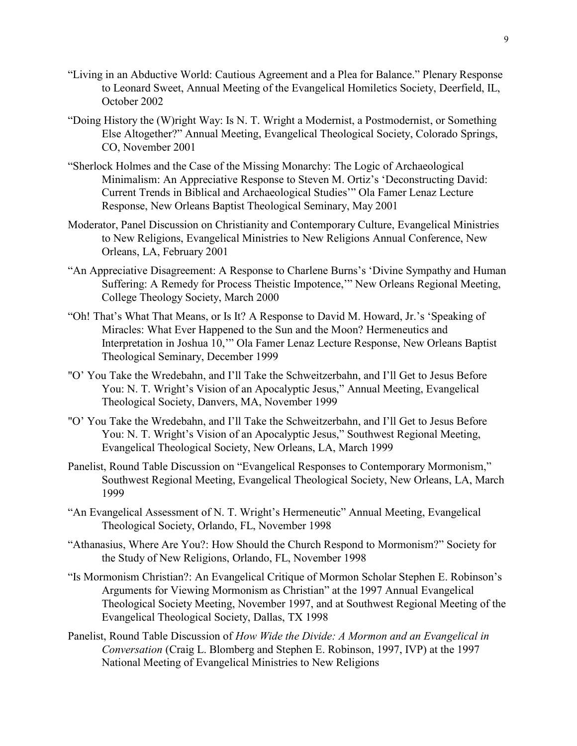"Living in an Abductive World: Cautious Agreement and a Plea for Balance." Plenary Response to Leonard Sweet, Annual Meeting of the Evangelical Homiletics Society, Deerfield, IL, October 2002

"Doing History the (W)right Way: Is N. T. Wright a Modernist, a Postmodernist, or Something Else Altogether?" Annual Meeting, Evangelical Theological Society, Colorado Springs, CO, November 2001

"Sherlock Holmes and the Case of the Missing Monarchy: The Logic of Archaeological Minimalism: An Appreciative Response to Steven M. Ortiz's 'Deconstructing David: Current Trends in Biblical and Archaeological Studies'" Ola Famer Lenaz Lecture Response, New Orleans Baptist Theological Seminary, May 2001

Moderator, Panel Discussion on Christianity and Contemporary Culture, Evangelical Ministries to New Religions, Evangelical Ministries to New Religions Annual Conference, New Orleans, LA, February 2001

"An Appreciative Disagreement: A Response to Charlene Burns's 'Divine Sympathy and Human Suffering: A Remedy for Process Theistic Impotence,'" New Orleans Regional Meeting, College Theology Society, March 2000

"Oh! That's What That Means, or Is It? A Response to David M. Howard, Jr.'s 'Speaking of Miracles: What Ever Happened to the Sun and the Moon? Hermeneutics and Interpretation in Joshua 10,'" Ola Famer Lenaz Lecture Response, New Orleans Baptist Theological Seminary, December 1999

"O' You Take the Wredebahn, and I'll Take the Schweitzerbahn, and I'll Get to Jesus Before You: N. T. Wright's Vision of an Apocalyptic Jesus," Annual Meeting, Evangelical Theological Society, Danvers, MA, November 1999

"O' You Take the Wredebahn, and I'll Take the Schweitzerbahn, and I'll Get to Jesus Before You: N. T. Wright's Vision of an Apocalyptic Jesus," Southwest Regional Meeting, Evangelical Theological Society, New Orleans, LA, March 1999

Panelist, Round Table Discussion on "Evangelical Responses to Contemporary Mormonism," Southwest Regional Meeting, Evangelical Theological Society, New Orleans, LA, March 1999

"An Evangelical Assessment of N. T. Wright's Hermeneutic" Annual Meeting, Evangelical Theological Society, Orlando, FL, November 1998

"Athanasius, Where Are You?: How Should the Church Respond to Mormonism?" Society for the Study of New Religions, Orlando, FL, November 1998

"Is Mormonism Christian?: An Evangelical Critique of Mormon Scholar Stephen E. Robinson's Arguments for Viewing Mormonism as Christian" at the 1997 Annual Evangelical Theological Society Meeting, November 1997, and at Southwest Regional Meeting of the Evangelical Theological Society, Dallas, TX 1998

Panelist, Round Table Discussion of *How Wide the Divide: A Mormon and an Evangelical in Conversation* (Craig L. Blomberg and Stephen E. Robinson, 1997, IVP) at the 1997 National Meeting of Evangelical Ministries to New Religions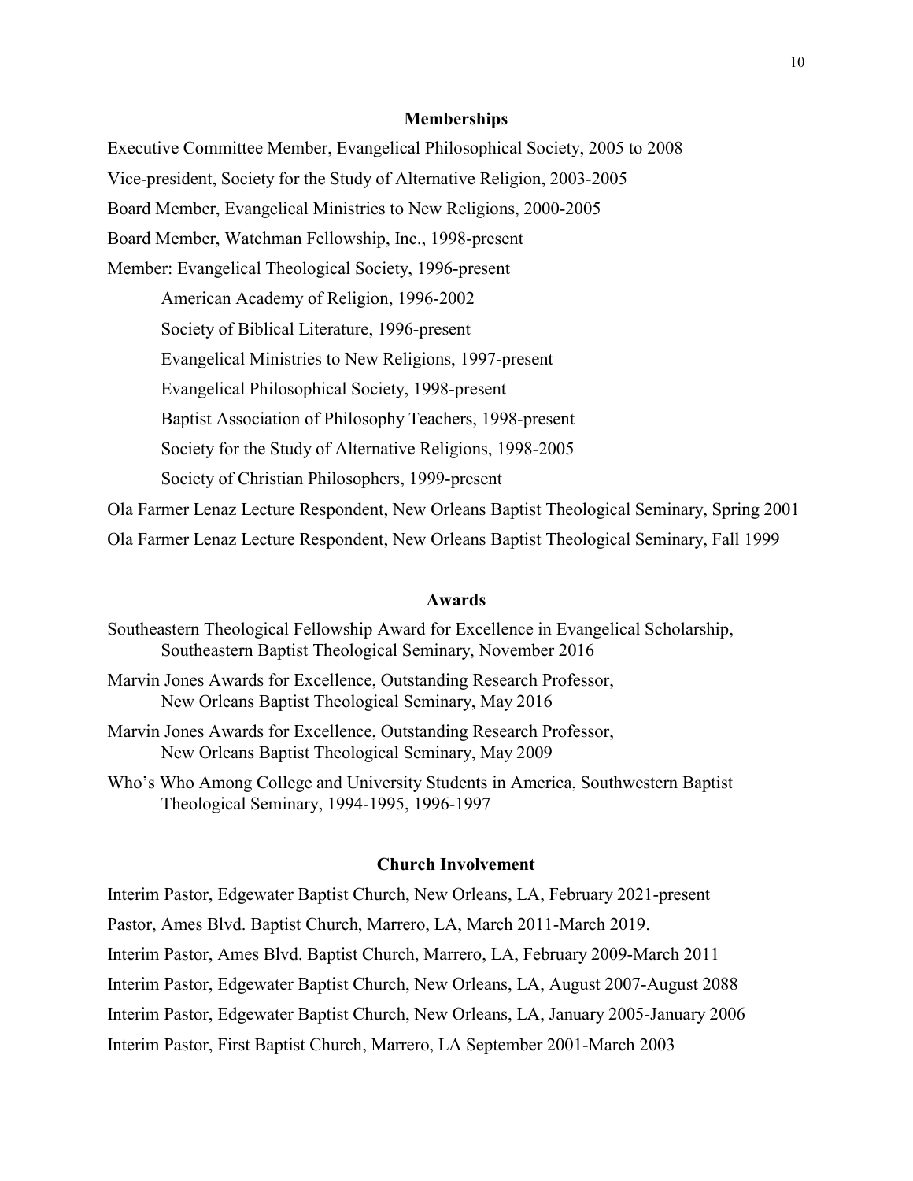## Memberships

Executive Committee Member, Evangelical Philosophical Society, 2005 to 2008

Vice-president, Society for the Study of Alternative Religion, 2003-2005

Board Member, Evangelical Ministries to New Religions, 2000-2005

Board Member, Watchman Fellowship, Inc., 1998-present

Member: Evangelical Theological Society, 1996-present

American Academy of Religion, 1996-2002

Society of Biblical Literature, 1996-present

Evangelical Ministries to New Religions, 1997-present

Evangelical Philosophical Society, 1998-present

Baptist Association of Philosophy Teachers, 1998-present

Society for the Study of Alternative Religions, 1998-2005

Society of Christian Philosophers, 1999-present

Ola Farmer Lenaz Lecture Respondent, New Orleans Baptist Theological Seminary, Spring 2001

Ola Farmer Lenaz Lecture Respondent, New Orleans Baptist Theological Seminary, Fall 1999

## Awards

Southeastern Theological Fellowship Award for Excellence in Evangelical Scholarship, Southeastern Baptist Theological Seminary, November 2016

Marvin Jones Awards for Excellence, Outstanding Research Professor, New Orleans Baptist Theological Seminary, May 2016

Marvin Jones Awards for Excellence, Outstanding Research Professor, New Orleans Baptist Theological Seminary, May 2009

Who's Who Among College and University Students in America, Southwestern Baptist Theological Seminary, 1994-1995, 1996-1997

## Church Involvement

Interim Pastor, Edgewater Baptist Church, New Orleans, LA, February 2021-present

Pastor, Ames Blvd. Baptist Church, Marrero, LA, March 2011-March 2019.

Interim Pastor, Ames Blvd. Baptist Church, Marrero, LA, February 2009-March 2011

Interim Pastor, Edgewater Baptist Church, New Orleans, LA, August 2007-August 2088

Interim Pastor, Edgewater Baptist Church, New Orleans, LA, January 2005-January 2006

Interim Pastor, First Baptist Church, Marrero, LA September 2001-March 2003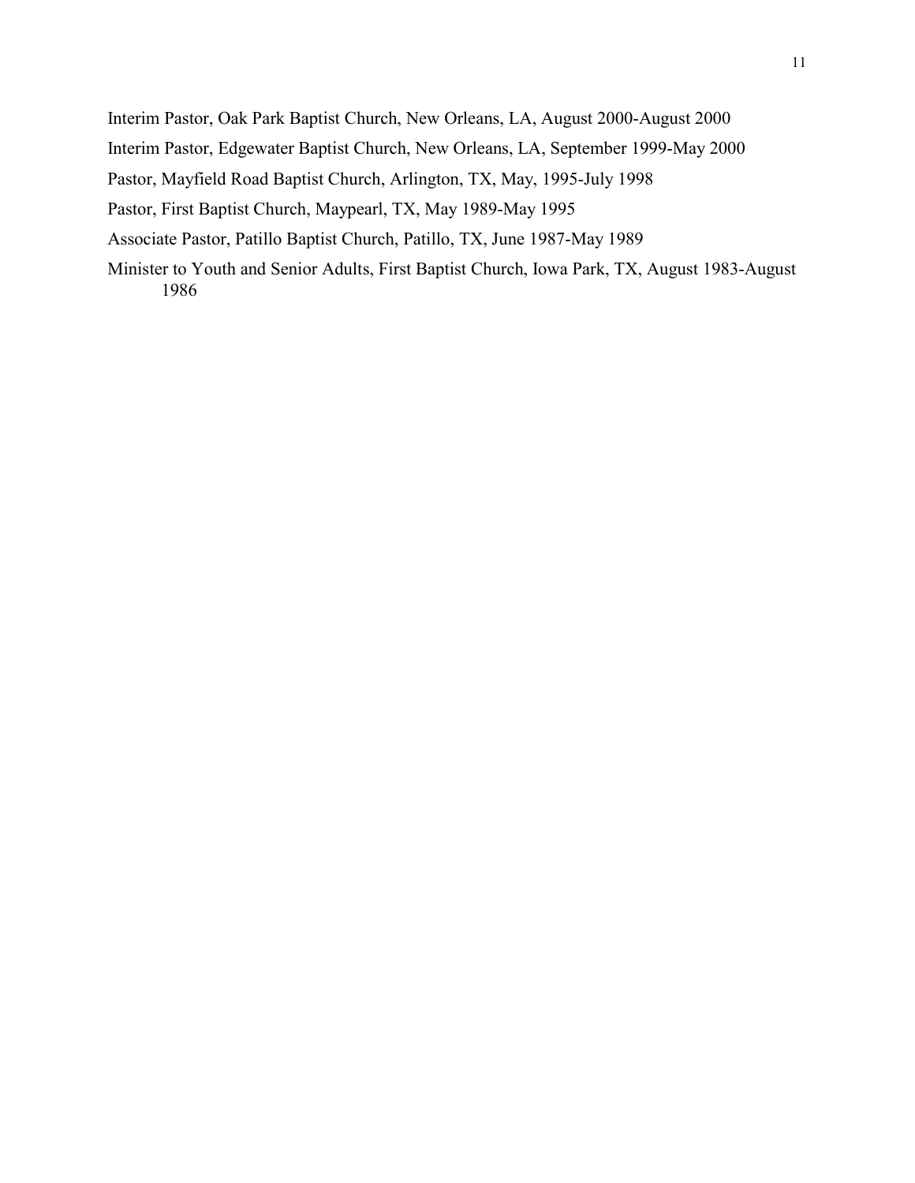Interim Pastor, Oak Park Baptist Church, New Orleans, LA, August 2000-August 2000

Interim Pastor, Edgewater Baptist Church, New Orleans, LA, September 1999-May 2000

Pastor, Mayfield Road Baptist Church, Arlington, TX, May, 1995-July 1998

Pastor, First Baptist Church, Maypearl, TX, May 1989-May 1995

Associate Pastor, Patillo Baptist Church, Patillo, TX, June 1987-May 1989

Minister to Youth and Senior Adults, First Baptist Church, Iowa Park, TX, August 1983-August 1986